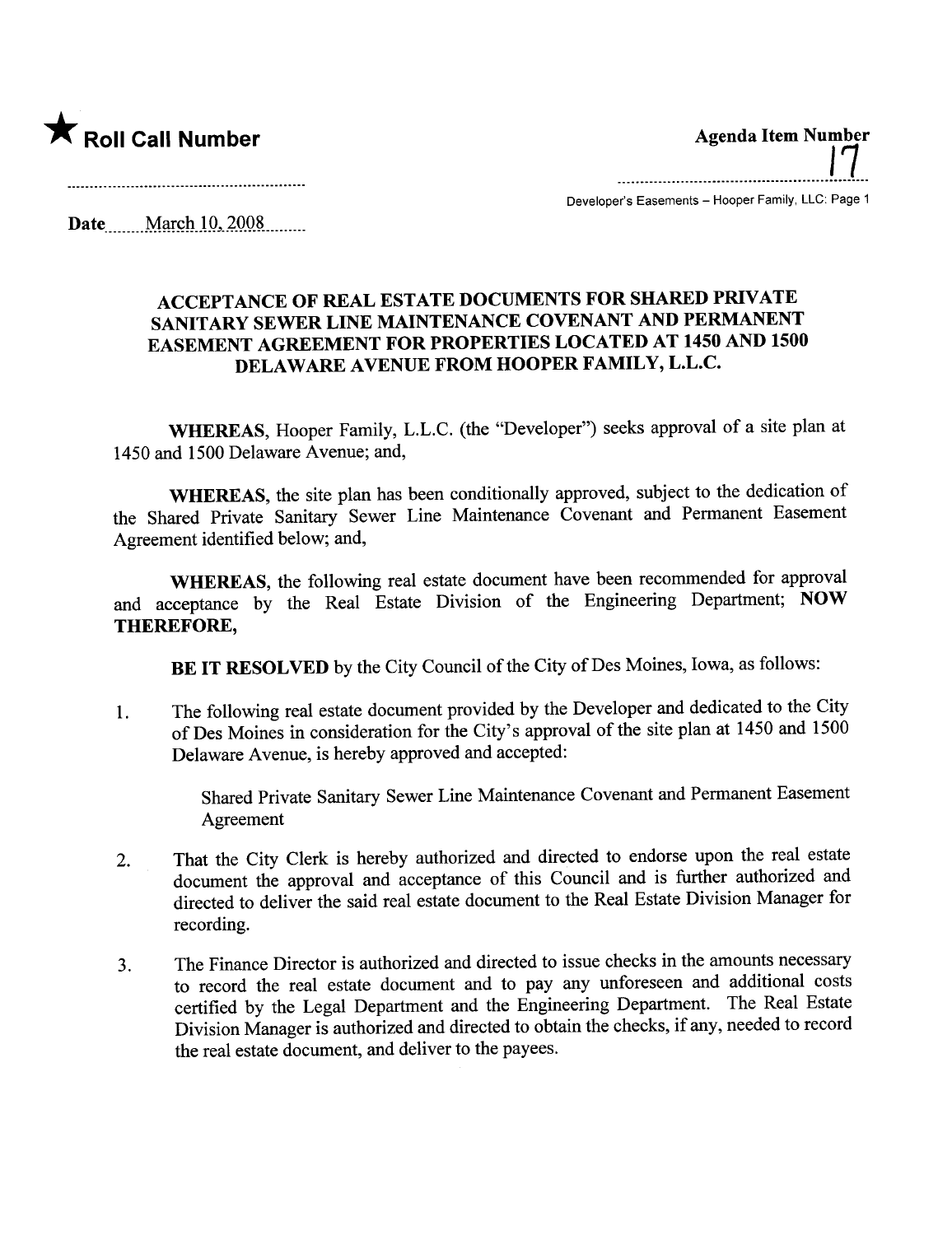★ **Roll Call Number**

**Agenda Item Number**

17

Developer's Easements – Hooper Family, LLC: Page 1

**Date** March 10, 2008

## ACCEPTANCE OF REAL ESTATE DOCUMENTS FOR SHARED PRIVATE SANITARY SEWER LINE MAINTENANCE COVENANT AND PERMANENT EASEMENT AGREEMENT FOR PROPERTIES LOCATED AT 1450 AND 1500 DELAWARE AVENUE FROM HOOPER FAMILY, L.L.C.

**WHEREAS**, Hooper Family, L.L.C. (the "Developer") seeks approval of a site plan at 1450 and 1500 Delaware Avenue; and,

**WHEREAS**, the site plan has been conditionally approved, subject to the dedication of the Shared Private Sanitary Sewer Line Maintenance Covenant and Permanent Easement Agreement identified below; and,

**WHEREAS**, the following real estate document have been recommended for approval and acceptance by the Real Estate Division of the Engineering Department; **NOW THEREFORE,**

**BE IT RESOLVED** by the City Council of the City of Des Moines, Iowa, as follows:

1. The following real estate document provided by the Developer and dedicated to the City of Des Moines in consideration for the City's approval of the site plan at 1450 and 1500 Delaware Avenue, is hereby approved and accepted:

   Shared Private Sanitary Sewer Line Maintenance Covenant and Permanent Easement Agreement

2. That the City Clerk is hereby authorized and directed to endorse upon the real estate document the approval and acceptance of this Council and is further authorized and directed to deliver the said real estate document to the Real Estate Division Manager for recording.

3. The Finance Director is authorized and directed to issue checks in the amounts necessary to record the real estate document and to pay any unforeseen and additional costs certified by the Legal Department and the Engineering Department. The Real Estate Division Manager is authorized and directed to obtain the checks, if any, needed to record the real estate document, and deliver to the payees.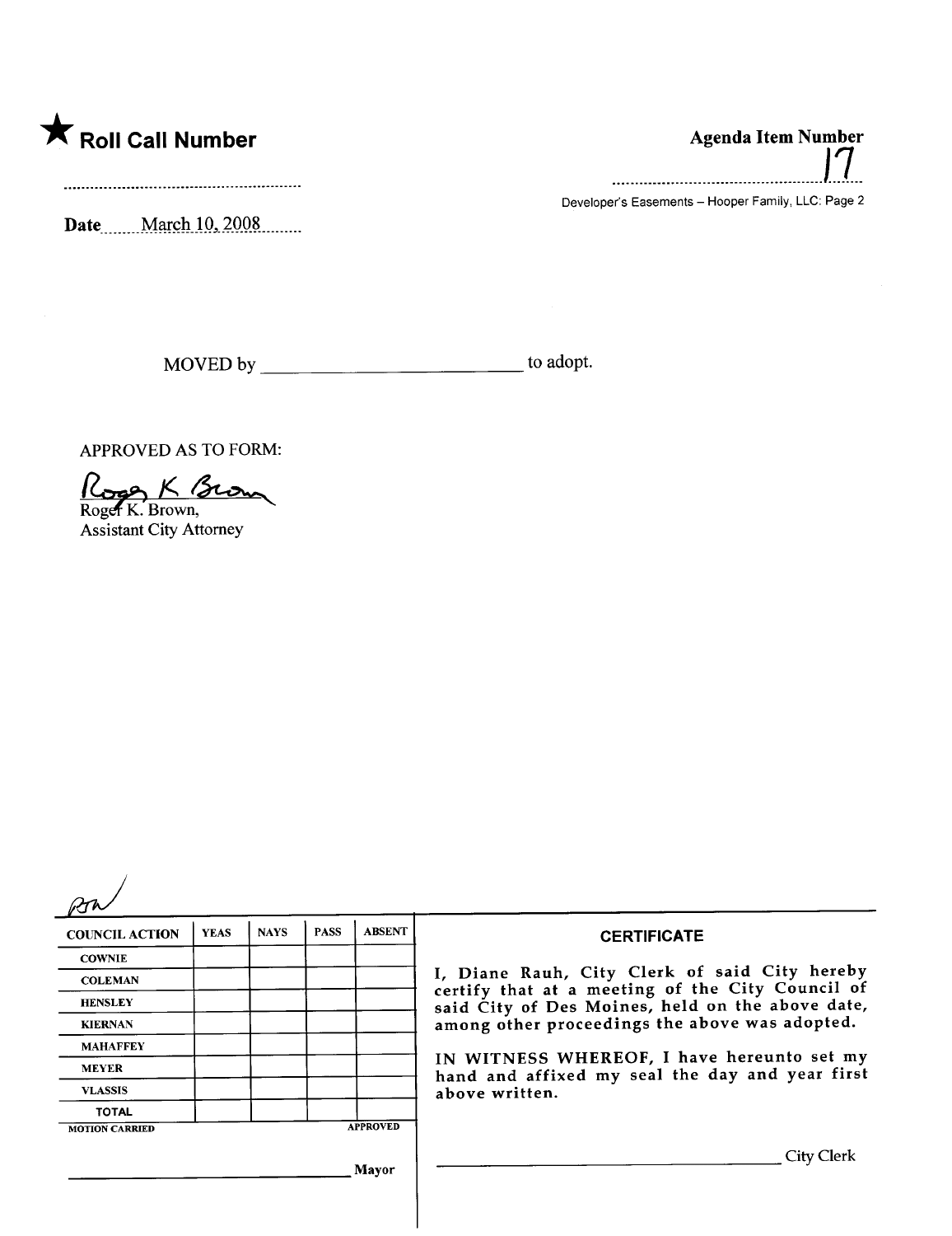★ **Roll Call Number**

..........................................................

**Date** March 10, 2008

**Agenda Item Number**

17

Developer's Easements – Hooper Family, LLC: Page 2

MOVED by ____________________________ to adopt.

APPROVED AS TO FORM:

Roger K. Brown,
Assistant City Attorney

| COUNCIL ACTION | YEAS | NAYS | PASS | ABSENT |
|---|---|---|---|---|
| COWNIE | | | | |
| COLEMAN | | | | |
| HENSLEY | | | | |
| KIERNAN | | | | |
| MAHAFFEY | | | | |
| MEYER | | | | |
| VLASSIS | | | | |
| TOTAL | | | | |
| MOTION CARRIED | | | | APPROVED |

______________________________ Mayor

**CERTIFICATE**

I, Diane Rauh, City Clerk of said City hereby certify that at a meeting of the City Council of said City of Des Moines, held on the above date, among other proceedings the above was adopted.

IN WITNESS WHEREOF, I have hereunto set my hand and affixed my seal the day and year first above written.

______________________________ City Clerk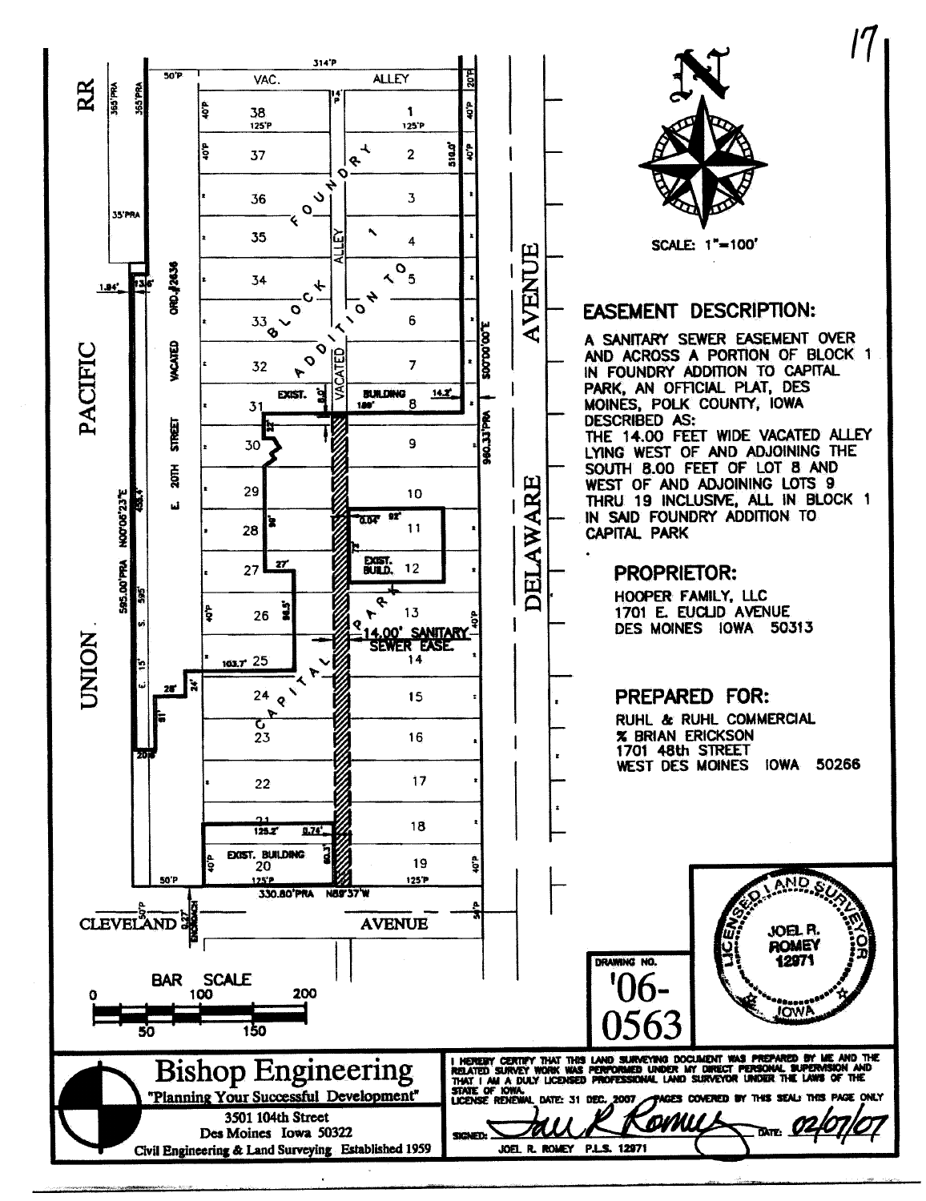17

SCALE: 1"=100'

## EASEMENT DESCRIPTION:

A SANITARY SEWER EASEMENT OVER AND ACROSS A PORTION OF BLOCK 1 IN FOUNDRY ADDITION TO CAPITAL PARK, AN OFFICIAL PLAT, DES MOINES, POLK COUNTY, IOWA DESCRIBED AS:
THE 14.00 FEET WIDE VACATED ALLEY LYING WEST OF AND ADJOINING THE SOUTH 8.00 FEET OF LOT 8 AND WEST OF AND ADJOINING LOTS 9 THRU 19 INCLUSIVE, ALL IN BLOCK 1 IN SAID FOUNDRY ADDITION TO CAPITAL PARK

### PROPRIETOR:

HOOPER FAMILY, LLC
1701 E. EUCLID AVENUE
DES MOINES IOWA 50313

### PREPARED FOR:

RUHL & RUHL COMMERCIAL
% BRIAN ERICKSON
1701 48th STREET
WEST DES MOINES IOWA 50266

RR
PACIFIC
UNION
DELAWARE AVENUE
CLEVELAND AVENUE
E. 20TH STREET VACATED ORD.#2636
FOUNDRY ADDITION TO CAPITAL PARK
BLOCK 1
VACATED ALLEY
VAC. ALLEY
14.00' SANITARY SEWER EASE.
EXIST. BUILDING
EXIST. BUILD.
EXIST. BUILDING

314'P
50'P
20'P
40'P
125'P
516.0'
S00°00'00"E
980.33'PRA
365'PRA
355'PRA
35'PRA
1.84'
13.6'
N00°06'23"E
585.00'PRA
595'
458.4'
S. 15'
E. 15'
28'
24'
61'
20.6'
22'
30'
27'
98.5'
163.7'
72'
0.04'
92'
8.0'
188'
14.3'
125.2'
0.74'
60.3'
330.80'PRA N89°37'W
50'P
0.27' ENCROACH
50'P

BAR SCALE
0 50 100 150 200

DRAWING NO.
'06-0563

LICENSED LAND SURVEYOR
JOEL R. ROMEY
12971
IOWA

**Bishop Engineering**
"Planning Your Successful Development"
3501 104th Street
Des Moines Iowa 50322
Civil Engineering & Land Surveying Established 1959

I HEREBY CERTIFY THAT THIS LAND SURVEYING DOCUMENT WAS PREPARED BY ME AND THE RELATED SURVEY WORK WAS PERFORMED UNDER MY DIRECT PERSONAL SUPERVISION AND THAT I AM A DULY LICENSED PROFESSIONAL LAND SURVEYOR UNDER THE LAWS OF THE STATE OF IOWA.
LICENSE RENEWAL DATE: 31 DEC. 2007 PAGES COVERED BY THIS SEAL: THIS PAGE ONLY

SIGNED: Joel R Romey DATE: 02/07/07
JOEL R. ROMEY P.L.S. 12971